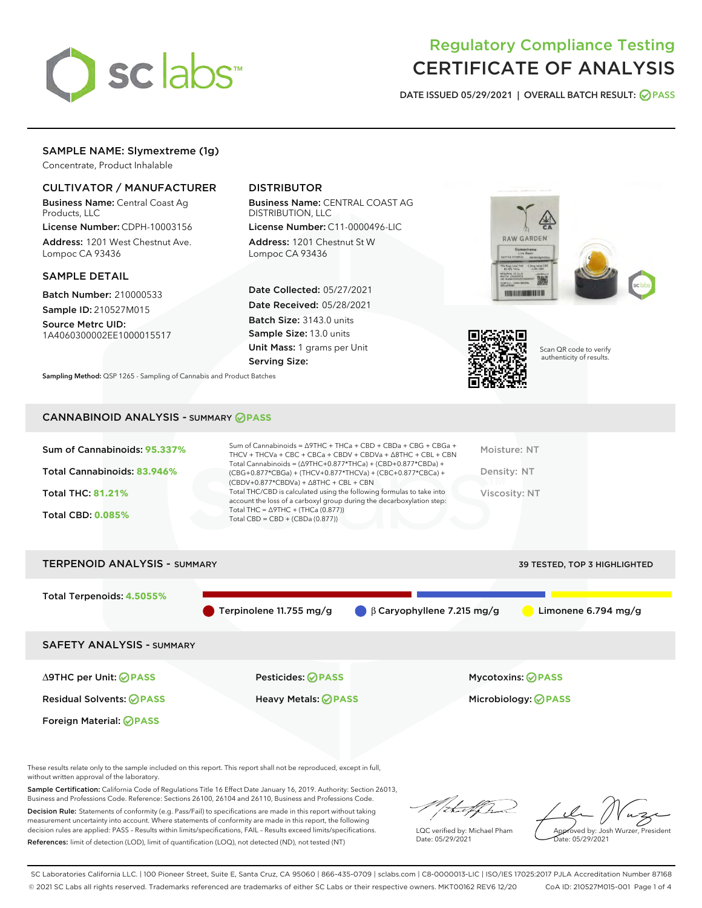# Regulatory Compliance Testing
# CERTIFICATE OF ANALYSIS

DATE ISSUED 05/29/2021 | OVERALL BATCH RESULT: PASS

## SAMPLE NAME: Slymextreme (1g)

Concentrate, Product Inhalable

### CULTIVATOR / MANUFACTURER

**Business Name:** Central Coast Ag Products, LLC

**License Number:** CDPH-10003156

**Address:** 1201 West Chestnut Ave. Lompoc CA 93436

### DISTRIBUTOR

**Business Name:** CENTRAL COAST AG DISTRIBUTION, LLC

**License Number:** C11-0000496-LIC

**Address:** 1201 Chestnut St W Lompoc CA 93436

### SAMPLE DETAIL

**Batch Number:** 210000533

**Sample ID:** 210527M015

**Source Metrc UID:** 1A4060300002EE1000015517

**Date Collected:** 05/27/2021

**Date Received:** 05/28/2021

**Batch Size:** 3143.0 units

**Sample Size:** 13.0 units

**Unit Mass:** 1 grams per Unit

**Serving Size:**

Scan QR code to verify authenticity of results.

**Sampling Method:** QSP 1265 - Sampling of Cannabis and Product Batches

## CANNABINOID ANALYSIS - SUMMARY PASS

Sum of Cannabinoids: **95.337%**

Total Cannabinoids: **83.946%**

Total THC: **81.21%**

Total CBD: **0.085%**

Sum of Cannabinoids = Δ9THC + THCa + CBD + CBDa + CBG + CBGa + THCV + THCVa + CBC + CBCa + CBDV + CBDVa + Δ8THC + CBL + CBN

Total Cannabinoids = (Δ9THC+0.877*THCa) + (CBD+0.877*CBDa) + (CBG+0.877*CBGa) + (THCV+0.877*THCVa) + (CBC+0.877*CBCa) + (CBDV+0.877*CBDVa) + Δ8THC + CBL + CBN

Total THC/CBD is calculated using the following formulas to take into account the loss of a carboxyl group during the decarboxylation step:

Total THC = Δ9THC + (THCa (0.877))

Total CBD = CBD + (CBDa (0.877))

Moisture: NT

Density: NT

Viscosity: NT

## TERPENOID ANALYSIS - SUMMARY

39 TESTED, TOP 3 HIGHLIGHTED

Total Terpenoids: **4.5055%**

Terpinolene 11.755 mg/g

β Caryophyllene 7.215 mg/g

Limonene 6.794 mg/g

## SAFETY ANALYSIS - SUMMARY

Δ9THC per Unit: PASS

Pesticides: PASS

Mycotoxins: PASS

Residual Solvents: PASS

Heavy Metals: PASS

Microbiology: PASS

Foreign Material: PASS

These results relate only to the sample included on this report. This report shall not be reproduced, except in full, without written approval of the laboratory.

**Sample Certification:** California Code of Regulations Title 16 Effect Date January 16, 2019. Authority: Section 26013, Business and Professions Code. Reference: Sections 26100, 26104 and 26110, Business and Professions Code.

**Decision Rule:** Statements of conformity (e.g. Pass/Fail) to specifications are made in this report without taking measurement uncertainty into account. Where statements of conformity are made in this report, the following decision rules are applied: PASS – Results within limits/specifications, FAIL – Results exceed limits/specifications.

**References:** limit of detection (LOD), limit of quantification (LOQ), not detected (ND), not tested (NT)

LQC verified by: Michael Pham
Date: 05/29/2021

Approved by: Josh Wurzer, President
Date: 05/29/2021

SC Laboratories California LLC. | 100 Pioneer Street, Suite E, Santa Cruz, CA 95060 | 866-435-0709 | sclabs.com | C8-0000013-LIC | ISO/IES 17025:2017 PJLA Accreditation Number 87168

© 2021 SC Labs all rights reserved. Trademarks referenced are trademarks of either SC Labs or their respective owners. MKT00162 REV6 12/20 CoA ID: 210527M015-001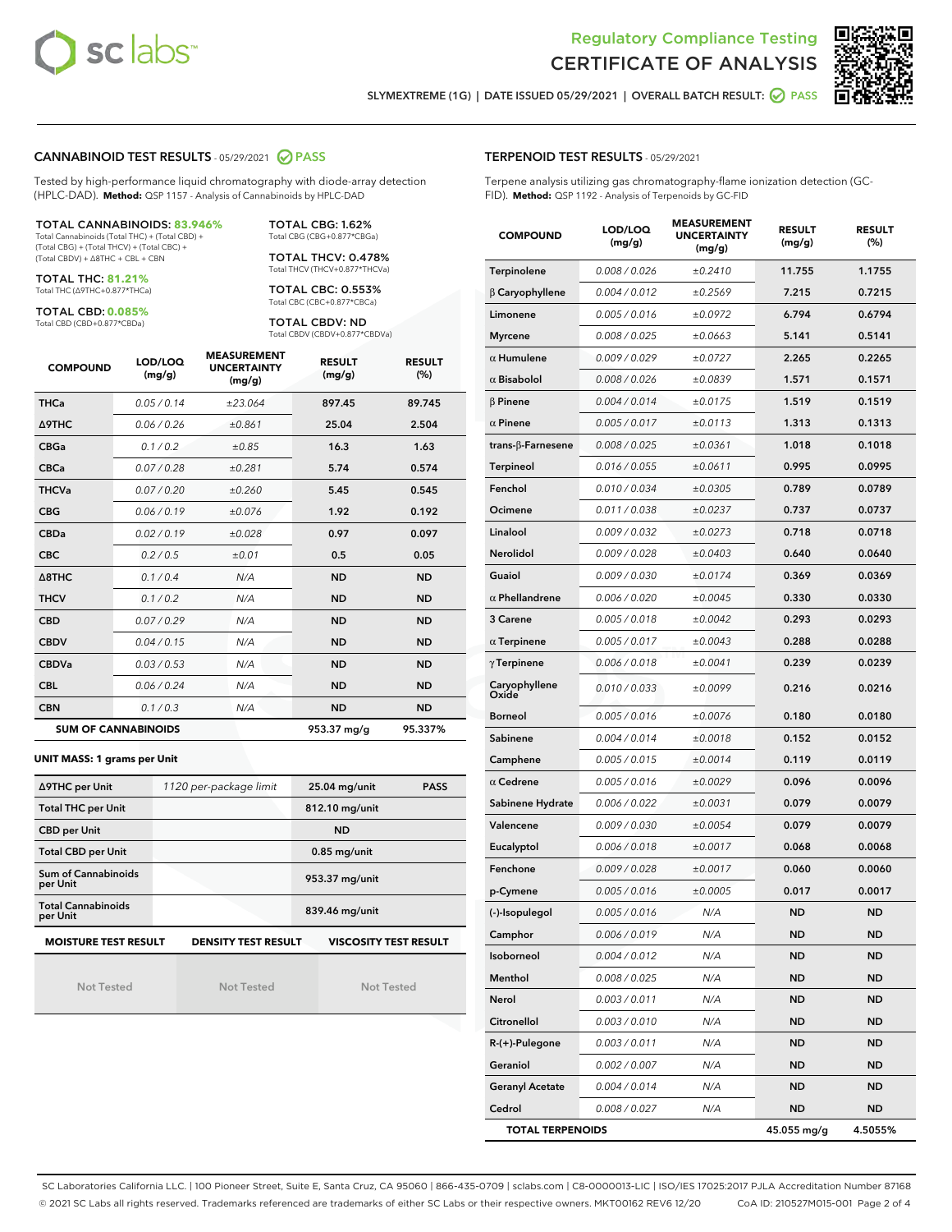Regulatory Compliance Testing
# CERTIFICATE OF ANALYSIS

SLYMEXTREME (1G) | DATE ISSUED 05/29/2021 | OVERALL BATCH RESULT: PASS

## CANNABINOID TEST RESULTS - 05/29/2021 PASS

Tested by high-performance liquid chromatography with diode-array detection (HPLC-DAD). **Method:** QSP 1157 - Analysis of Cannabinoids by HPLC-DAD

**TOTAL CANNABINOIDS: 83.946%**
Total Cannabinoids (Total THC) + (Total CBD) + (Total CBG) + (Total THCV) + (Total CBC) + (Total CBDV) + Δ8THC + CBL + CBN

**TOTAL THC: 81.21%**
Total THC (Δ9THC+0.877*THCa)

**TOTAL CBD: 0.085%**
Total CBD (CBD+0.877*CBDa)

**TOTAL CBG: 1.62%**
Total CBG (CBG+0.877*CBGa)

**TOTAL THCV: 0.478%**
Total THCV (THCV+0.877*THCVa)

**TOTAL CBC: 0.553%**
Total CBC (CBC+0.877*CBCa)

**TOTAL CBDV: ND**
Total CBDV (CBDV+0.877*CBDVa)

| COMPOUND | LOD/LOQ (mg/g) | MEASUREMENT UNCERTAINTY (mg/g) | RESULT (mg/g) | RESULT (%) |
|---|---|---|---|---|
| THCa | 0.05 / 0.14 | ±23.064 | 897.45 | 89.745 |
| Δ9THC | 0.06 / 0.26 | ±0.861 | 25.04 | 2.504 |
| CBGa | 0.1 / 0.2 | ±0.85 | 16.3 | 1.63 |
| CBCa | 0.07 / 0.28 | ±0.281 | 5.74 | 0.574 |
| THCVa | 0.07 / 0.20 | ±0.260 | 5.45 | 0.545 |
| CBG | 0.06 / 0.19 | ±0.076 | 1.92 | 0.192 |
| CBDa | 0.02 / 0.19 | ±0.028 | 0.97 | 0.097 |
| CBC | 0.2 / 0.5 | ±0.01 | 0.5 | 0.05 |
| Δ8THC | 0.1 / 0.4 | N/A | ND | ND |
| THCV | 0.1 / 0.2 | N/A | ND | ND |
| CBD | 0.07 / 0.29 | N/A | ND | ND |
| CBDV | 0.04 / 0.15 | N/A | ND | ND |
| CBDVa | 0.03 / 0.53 | N/A | ND | ND |
| CBL | 0.06 / 0.24 | N/A | ND | ND |
| CBN | 0.1 / 0.3 | N/A | ND | ND |
| **SUM OF CANNABINOIDS** | | | 953.37 mg/g | 95.337% |

### UNIT MASS: 1 grams per Unit

| | | | |
|---|---|---|---|
| Δ9THC per Unit | 1120 per-package limit | 25.04 mg/unit | PASS |
| Total THC per Unit | | 812.10 mg/unit | |
| CBD per Unit | | ND | |
| Total CBD per Unit | | 0.85 mg/unit | |
| Sum of Cannabinoids per Unit | | 953.37 mg/unit | |
| Total Cannabinoids per Unit | | 839.46 mg/unit | |

| MOISTURE TEST RESULT | DENSITY TEST RESULT | VISCOSITY TEST RESULT |
|---|---|---|
| Not Tested | Not Tested | Not Tested |

## TERPENOID TEST RESULTS - 05/29/2021

Terpene analysis utilizing gas chromatography-flame ionization detection (GC-FID). **Method:** QSP 1192 - Analysis of Terpenoids by GC-FID

| COMPOUND | LOD/LOQ (mg/g) | MEASUREMENT UNCERTAINTY (mg/g) | RESULT (mg/g) | RESULT (%) |
|---|---|---|---|---|
| Terpinolene | 0.008 / 0.026 | ±0.2410 | 11.755 | 1.1755 |
| β Caryophyllene | 0.004 / 0.012 | ±0.2569 | 7.215 | 0.7215 |
| Limonene | 0.005 / 0.016 | ±0.0972 | 6.794 | 0.6794 |
| Myrcene | 0.008 / 0.025 | ±0.0663 | 5.141 | 0.5141 |
| α Humulene | 0.009 / 0.029 | ±0.0727 | 2.265 | 0.2265 |
| α Bisabolol | 0.008 / 0.026 | ±0.0839 | 1.571 | 0.1571 |
| β Pinene | 0.004 / 0.014 | ±0.0175 | 1.519 | 0.1519 |
| α Pinene | 0.005 / 0.017 | ±0.0113 | 1.313 | 0.1313 |
| trans-β-Farnesene | 0.008 / 0.025 | ±0.0361 | 1.018 | 0.1018 |
| Terpineol | 0.016 / 0.055 | ±0.0611 | 0.995 | 0.0995 |
| Fenchol | 0.010 / 0.034 | ±0.0305 | 0.789 | 0.0789 |
| Ocimene | 0.011 / 0.038 | ±0.0237 | 0.737 | 0.0737 |
| Linalool | 0.009 / 0.032 | ±0.0273 | 0.718 | 0.0718 |
| Nerolidol | 0.009 / 0.028 | ±0.0403 | 0.640 | 0.0640 |
| Guaiol | 0.009 / 0.030 | ±0.0174 | 0.369 | 0.0369 |
| α Phellandrene | 0.006 / 0.020 | ±0.0045 | 0.330 | 0.0330 |
| 3 Carene | 0.005 / 0.018 | ±0.0042 | 0.293 | 0.0293 |
| α Terpinene | 0.005 / 0.017 | ±0.0043 | 0.288 | 0.0288 |
| γ Terpinene | 0.006 / 0.018 | ±0.0041 | 0.239 | 0.0239 |
| Caryophyllene Oxide | 0.010 / 0.033 | ±0.0099 | 0.216 | 0.0216 |
| Borneol | 0.005 / 0.016 | ±0.0076 | 0.180 | 0.0180 |
| Sabinene | 0.004 / 0.014 | ±0.0018 | 0.152 | 0.0152 |
| Camphene | 0.005 / 0.015 | ±0.0014 | 0.119 | 0.0119 |
| α Cedrene | 0.005 / 0.016 | ±0.0029 | 0.096 | 0.0096 |
| Sabinene Hydrate | 0.006 / 0.022 | ±0.0031 | 0.079 | 0.0079 |
| Valencene | 0.009 / 0.030 | ±0.0054 | 0.079 | 0.0079 |
| Eucalyptol | 0.006 / 0.018 | ±0.0017 | 0.068 | 0.0068 |
| Fenchone | 0.009 / 0.028 | ±0.0017 | 0.060 | 0.0060 |
| p-Cymene | 0.005 / 0.016 | ±0.0005 | 0.017 | 0.0017 |
| (-)-Isopulegol | 0.005 / 0.016 | N/A | ND | ND |
| Camphor | 0.006 / 0.019 | N/A | ND | ND |
| Isoborneol | 0.004 / 0.012 | N/A | ND | ND |
| Menthol | 0.008 / 0.025 | N/A | ND | ND |
| Nerol | 0.003 / 0.011 | N/A | ND | ND |
| Citronellol | 0.003 / 0.010 | N/A | ND | ND |
| R-(+)-Pulegone | 0.003 / 0.011 | N/A | ND | ND |
| Geraniol | 0.002 / 0.007 | N/A | ND | ND |
| Geranyl Acetate | 0.004 / 0.014 | N/A | ND | ND |
| Cedrol | 0.008 / 0.027 | N/A | ND | ND |
| **TOTAL TERPENOIDS** | | | 45.055 mg/g | 4.5055% |

SC Laboratories California LLC. | 100 Pioneer Street, Suite E, Santa Cruz, CA 95060 | 866-435-0709 | sclabs.com | C8-0000013-LIC | ISO/IES 17025:2017 PJLA Accreditation Number 87168
© 2021 SC Labs all rights reserved. Trademarks referenced are trademarks of either SC Labs or their respective owners. MKT00162 REV6 12/20 CoA ID: 210527M015-001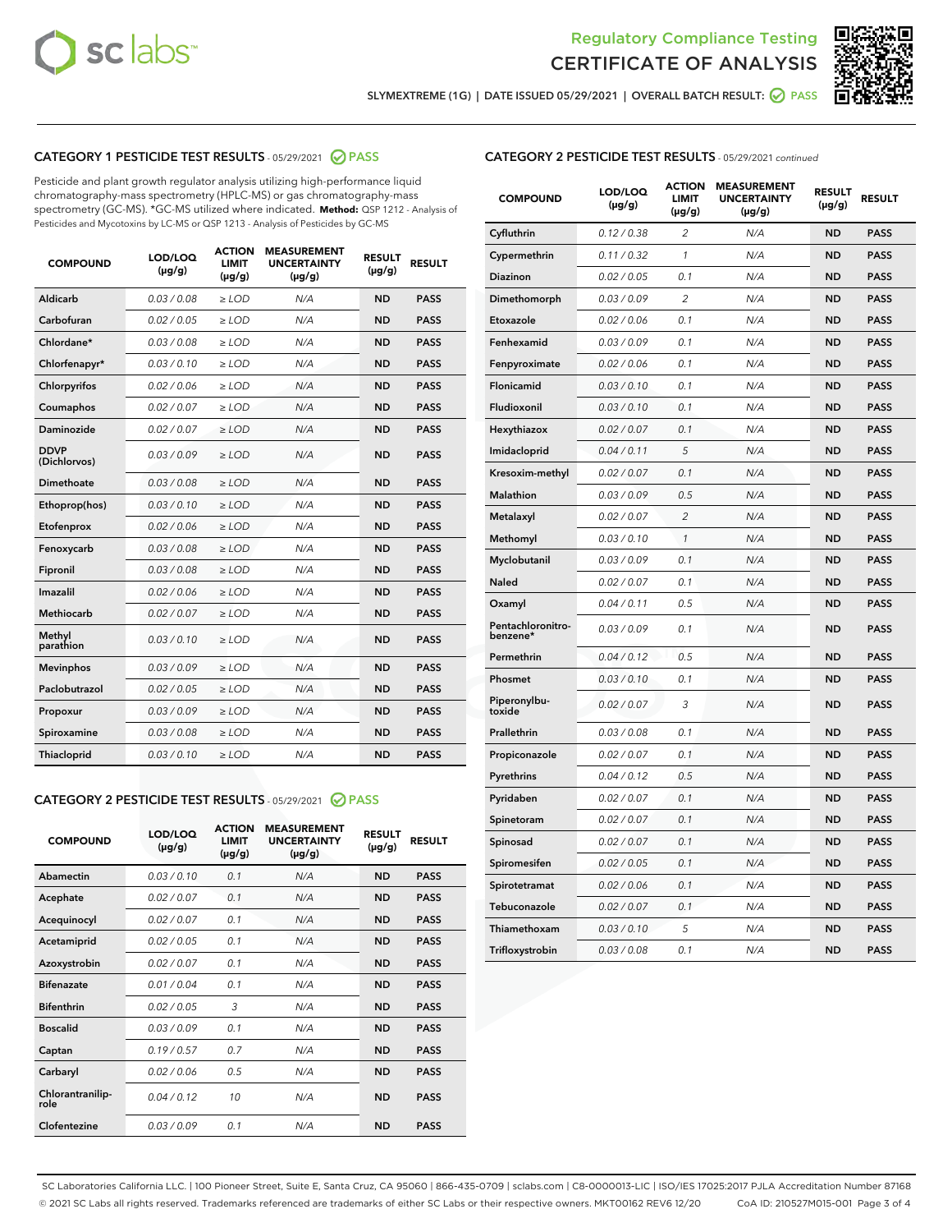Regulatory Compliance Testing

# CERTIFICATE OF ANALYSIS

SLYMEXTREME (1G) | DATE ISSUED 05/29/2021 | OVERALL BATCH RESULT: PASS

## CATEGORY 1 PESTICIDE TEST RESULTS - 05/29/2021 PASS

Pesticide and plant growth regulator analysis utilizing high-performance liquid chromatography-mass spectrometry (HPLC-MS) or gas chromatography-mass spectrometry (GC-MS). *GC-MS utilized where indicated. **Method:** QSP 1212 - Analysis of Pesticides and Mycotoxins by LC-MS or QSP 1213 - Analysis of Pesticides by GC-MS

| COMPOUND | LOD/LOQ (µg/g) | ACTION LIMIT (µg/g) | MEASUREMENT UNCERTAINTY (µg/g) | RESULT (µg/g) | RESULT |
|---|---|---|---|---|---|
| Aldicarb | 0.03 / 0.08 | ≥ LOD | N/A | ND | PASS |
| Carbofuran | 0.02 / 0.05 | ≥ LOD | N/A | ND | PASS |
| Chlordane* | 0.03 / 0.08 | ≥ LOD | N/A | ND | PASS |
| Chlorfenapyr* | 0.03 / 0.10 | ≥ LOD | N/A | ND | PASS |
| Chlorpyrifos | 0.02 / 0.06 | ≥ LOD | N/A | ND | PASS |
| Coumaphos | 0.02 / 0.07 | ≥ LOD | N/A | ND | PASS |
| Daminozide | 0.02 / 0.07 | ≥ LOD | N/A | ND | PASS |
| DDVP (Dichlorvos) | 0.03 / 0.09 | ≥ LOD | N/A | ND | PASS |
| Dimethoate | 0.03 / 0.08 | ≥ LOD | N/A | ND | PASS |
| Ethoprop(hos) | 0.03 / 0.10 | ≥ LOD | N/A | ND | PASS |
| Etofenprox | 0.02 / 0.06 | ≥ LOD | N/A | ND | PASS |
| Fenoxycarb | 0.03 / 0.08 | ≥ LOD | N/A | ND | PASS |
| Fipronil | 0.03 / 0.08 | ≥ LOD | N/A | ND | PASS |
| Imazalil | 0.02 / 0.06 | ≥ LOD | N/A | ND | PASS |
| Methiocarb | 0.02 / 0.07 | ≥ LOD | N/A | ND | PASS |
| Methyl parathion | 0.03 / 0.10 | ≥ LOD | N/A | ND | PASS |
| Mevinphos | 0.03 / 0.09 | ≥ LOD | N/A | ND | PASS |
| Paclobutrazol | 0.02 / 0.05 | ≥ LOD | N/A | ND | PASS |
| Propoxur | 0.03 / 0.09 | ≥ LOD | N/A | ND | PASS |
| Spiroxamine | 0.03 / 0.08 | ≥ LOD | N/A | ND | PASS |
| Thiacloprid | 0.03 / 0.10 | ≥ LOD | N/A | ND | PASS |

## CATEGORY 2 PESTICIDE TEST RESULTS - 05/29/2021 PASS

| COMPOUND | LOD/LOQ (µg/g) | ACTION LIMIT (µg/g) | MEASUREMENT UNCERTAINTY (µg/g) | RESULT (µg/g) | RESULT |
|---|---|---|---|---|---|
| Abamectin | 0.03 / 0.10 | 0.1 | N/A | ND | PASS |
| Acephate | 0.02 / 0.07 | 0.1 | N/A | ND | PASS |
| Acequinocyl | 0.02 / 0.07 | 0.1 | N/A | ND | PASS |
| Acetamiprid | 0.02 / 0.05 | 0.1 | N/A | ND | PASS |
| Azoxystrobin | 0.02 / 0.07 | 0.1 | N/A | ND | PASS |
| Bifenazate | 0.01 / 0.04 | 0.1 | N/A | ND | PASS |
| Bifenthrin | 0.02 / 0.05 | 3 | N/A | ND | PASS |
| Boscalid | 0.03 / 0.09 | 0.1 | N/A | ND | PASS |
| Captan | 0.19 / 0.57 | 0.7 | N/A | ND | PASS |
| Carbaryl | 0.02 / 0.06 | 0.5 | N/A | ND | PASS |
| Chlorantraniliprole | 0.04 / 0.12 | 10 | N/A | ND | PASS |
| Clofentezine | 0.03 / 0.09 | 0.1 | N/A | ND | PASS |
| Cyfluthrin | 0.12 / 0.38 | 2 | N/A | ND | PASS |
| Cypermethrin | 0.11 / 0.32 | 1 | N/A | ND | PASS |
| Diazinon | 0.02 / 0.05 | 0.1 | N/A | ND | PASS |
| Dimethomorph | 0.03 / 0.09 | 2 | N/A | ND | PASS |
| Etoxazole | 0.02 / 0.06 | 0.1 | N/A | ND | PASS |
| Fenhexamid | 0.03 / 0.09 | 0.1 | N/A | ND | PASS |
| Fenpyroximate | 0.02 / 0.06 | 0.1 | N/A | ND | PASS |
| Flonicamid | 0.03 / 0.10 | 0.1 | N/A | ND | PASS |
| Fludioxonil | 0.03 / 0.10 | 0.1 | N/A | ND | PASS |
| Hexythiazox | 0.02 / 0.07 | 0.1 | N/A | ND | PASS |
| Imidacloprid | 0.04 / 0.11 | 5 | N/A | ND | PASS |
| Kresoxim-methyl | 0.02 / 0.07 | 0.1 | N/A | ND | PASS |
| Malathion | 0.03 / 0.09 | 0.5 | N/A | ND | PASS |
| Metalaxyl | 0.02 / 0.07 | 2 | N/A | ND | PASS |
| Methomyl | 0.03 / 0.10 | 1 | N/A | ND | PASS |
| Myclobutanil | 0.03 / 0.09 | 0.1 | N/A | ND | PASS |
| Naled | 0.02 / 0.07 | 0.1 | N/A | ND | PASS |
| Oxamyl | 0.04 / 0.11 | 0.5 | N/A | ND | PASS |
| Pentachloronitrobenzene* | 0.03 / 0.09 | 0.1 | N/A | ND | PASS |
| Permethrin | 0.04 / 0.12 | 0.5 | N/A | ND | PASS |
| Phosmet | 0.03 / 0.10 | 0.1 | N/A | ND | PASS |
| Piperonylbutoxide | 0.02 / 0.07 | 3 | N/A | ND | PASS |
| Prallethrin | 0.03 / 0.08 | 0.1 | N/A | ND | PASS |
| Propiconazole | 0.02 / 0.07 | 0.1 | N/A | ND | PASS |
| Pyrethrins | 0.04 / 0.12 | 0.5 | N/A | ND | PASS |
| Pyridaben | 0.02 / 0.07 | 0.1 | N/A | ND | PASS |
| Spinetoram | 0.02 / 0.07 | 0.1 | N/A | ND | PASS |
| Spinosad | 0.02 / 0.07 | 0.1 | N/A | ND | PASS |
| Spiromesifen | 0.02 / 0.05 | 0.1 | N/A | ND | PASS |
| Spirotetramat | 0.02 / 0.06 | 0.1 | N/A | ND | PASS |
| Tebuconazole | 0.02 / 0.07 | 0.1 | N/A | ND | PASS |
| Thiamethoxam | 0.03 / 0.10 | 5 | N/A | ND | PASS |
| Trifloxystrobin | 0.03 / 0.08 | 0.1 | N/A | ND | PASS |

SC Laboratories California LLC. | 100 Pioneer Street, Suite E, Santa Cruz, CA 95060 | 866-435-0709 | sclabs.com | C8-0000013-LIC | ISO/IES 17025:2017 PJLA Accreditation Number 87168
© 2021 SC Labs all rights reserved. Trademarks referenced are trademarks of either SC Labs or their respective owners. MKT00162 REV6 12/20 CoA ID: 210527M015-001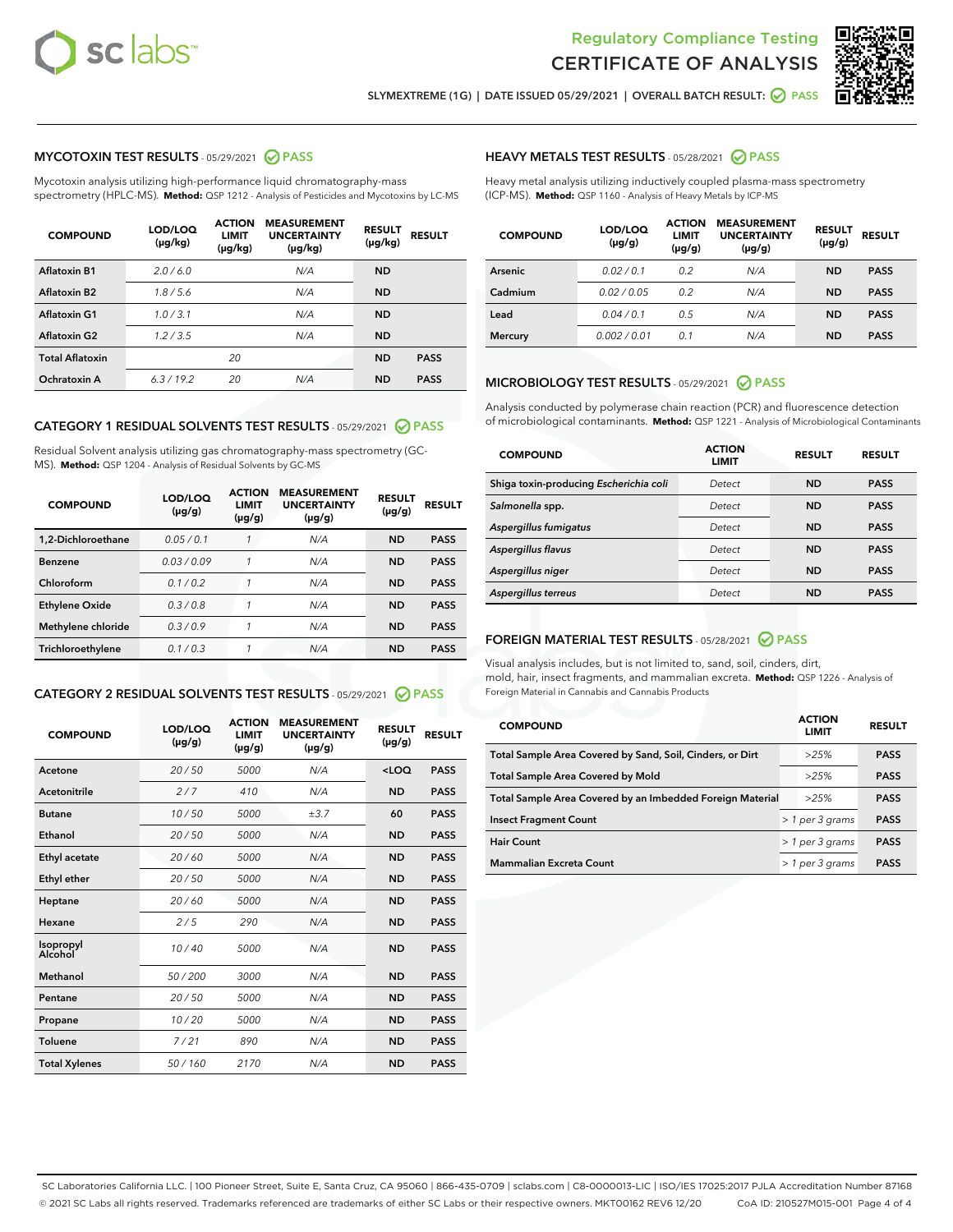Regulatory Compliance Testing

# CERTIFICATE OF ANALYSIS

SLYMEXTREME (1G) | DATE ISSUED 05/29/2021 | OVERALL BATCH RESULT: PASS

## MYCOTOXIN TEST RESULTS - 05/29/2021 PASS

Mycotoxin analysis utilizing high-performance liquid chromatography-mass spectrometry (HPLC-MS). **Method:** QSP 1212 - Analysis of Pesticides and Mycotoxins by LC-MS

| COMPOUND | LOD/LOQ (μg/kg) | ACTION LIMIT (μg/kg) | MEASUREMENT UNCERTAINTY (μg/kg) | RESULT (μg/kg) | RESULT |
|---|---|---|---|---|---|
| Aflatoxin B1 | 2.0 / 6.0 | | N/A | ND | |
| Aflatoxin B2 | 1.8 / 5.6 | | N/A | ND | |
| Aflatoxin G1 | 1.0 / 3.1 | | N/A | ND | |
| Aflatoxin G2 | 1.2 / 3.5 | | N/A | ND | |
| Total Aflatoxin | | 20 | | ND | PASS |
| Ochratoxin A | 6.3 / 19.2 | 20 | N/A | ND | PASS |

## CATEGORY 1 RESIDUAL SOLVENTS TEST RESULTS - 05/29/2021 PASS

Residual Solvent analysis utilizing gas chromatography-mass spectrometry (GC-MS). **Method:** QSP 1204 - Analysis of Residual Solvents by GC-MS

| COMPOUND | LOD/LOQ (μg/g) | ACTION LIMIT (μg/g) | MEASUREMENT UNCERTAINTY (μg/g) | RESULT (μg/g) | RESULT |
|---|---|---|---|---|---|
| 1,2-Dichloroethane | 0.05 / 0.1 | 1 | N/A | ND | PASS |
| Benzene | 0.03 / 0.09 | 1 | N/A | ND | PASS |
| Chloroform | 0.1 / 0.2 | 1 | N/A | ND | PASS |
| Ethylene Oxide | 0.3 / 0.8 | 1 | N/A | ND | PASS |
| Methylene chloride | 0.3 / 0.9 | 1 | N/A | ND | PASS |
| Trichloroethylene | 0.1 / 0.3 | 1 | N/A | ND | PASS |

## CATEGORY 2 RESIDUAL SOLVENTS TEST RESULTS - 05/29/2021 PASS

| COMPOUND | LOD/LOQ (μg/g) | ACTION LIMIT (μg/g) | MEASUREMENT UNCERTAINTY (μg/g) | RESULT (μg/g) | RESULT |
|---|---|---|---|---|---|
| Acetone | 20 / 50 | 5000 | N/A | <LOQ | PASS |
| Acetonitrile | 2 / 7 | 410 | N/A | ND | PASS |
| Butane | 10 / 50 | 5000 | ±3.7 | 60 | PASS |
| Ethanol | 20 / 50 | 5000 | N/A | ND | PASS |
| Ethyl acetate | 20 / 60 | 5000 | N/A | ND | PASS |
| Ethyl ether | 20 / 50 | 5000 | N/A | ND | PASS |
| Heptane | 20 / 60 | 5000 | N/A | ND | PASS |
| Hexane | 2 / 5 | 290 | N/A | ND | PASS |
| Isopropyl Alcohol | 10 / 40 | 5000 | N/A | ND | PASS |
| Methanol | 50 / 200 | 3000 | N/A | ND | PASS |
| Pentane | 20 / 50 | 5000 | N/A | ND | PASS |
| Propane | 10 / 20 | 5000 | N/A | ND | PASS |
| Toluene | 7 / 21 | 890 | N/A | ND | PASS |
| Total Xylenes | 50 / 160 | 2170 | N/A | ND | PASS |

## HEAVY METALS TEST RESULTS - 05/28/2021 PASS

Heavy metal analysis utilizing inductively coupled plasma-mass spectrometry (ICP-MS). **Method:** QSP 1160 - Analysis of Heavy Metals by ICP-MS

| COMPOUND | LOD/LOQ (μg/g) | ACTION LIMIT (μg/g) | MEASUREMENT UNCERTAINTY (μg/g) | RESULT (μg/g) | RESULT |
|---|---|---|---|---|---|
| Arsenic | 0.02 / 0.1 | 0.2 | N/A | ND | PASS |
| Cadmium | 0.02 / 0.05 | 0.2 | N/A | ND | PASS |
| Lead | 0.04 / 0.1 | 0.5 | N/A | ND | PASS |
| Mercury | 0.002 / 0.01 | 0.1 | N/A | ND | PASS |

## MICROBIOLOGY TEST RESULTS - 05/29/2021 PASS

Analysis conducted by polymerase chain reaction (PCR) and fluorescence detection of microbiological contaminants. **Method:** QSP 1221 - Analysis of Microbiological Contaminants

| COMPOUND | ACTION LIMIT | RESULT | RESULT |
|---|---|---|---|
| Shiga toxin-producing *Escherichia coli* | Detect | ND | PASS |
| *Salmonella* spp. | Detect | ND | PASS |
| *Aspergillus fumigatus* | Detect | ND | PASS |
| *Aspergillus flavus* | Detect | ND | PASS |
| *Aspergillus niger* | Detect | ND | PASS |
| *Aspergillus terreus* | Detect | ND | PASS |

## FOREIGN MATERIAL TEST RESULTS - 05/28/2021 PASS

Visual analysis includes, but is not limited to, sand, soil, cinders, dirt, mold, hair, insect fragments, and mammalian excreta. **Method:** QSP 1226 - Analysis of Foreign Material in Cannabis and Cannabis Products

| COMPOUND | ACTION LIMIT | RESULT |
|---|---|---|
| Total Sample Area Covered by Sand, Soil, Cinders, or Dirt | >25% | PASS |
| Total Sample Area Covered by Mold | >25% | PASS |
| Total Sample Area Covered by an Imbedded Foreign Material | >25% | PASS |
| Insect Fragment Count | > 1 per 3 grams | PASS |
| Hair Count | > 1 per 3 grams | PASS |
| Mammalian Excreta Count | > 1 per 3 grams | PASS |

SC Laboratories California LLC. | 100 Pioneer Street, Suite E, Santa Cruz, CA 95060 | 866-435-0709 | sclabs.com | C8-0000013-LIC | ISO/IES 17025:2017 PJLA Accreditation Number 87168
© 2021 SC Labs all rights reserved. Trademarks referenced are trademarks of either SC Labs or their respective owners. MKT00162 REV6 12/20 CoA ID: 210527M015-001